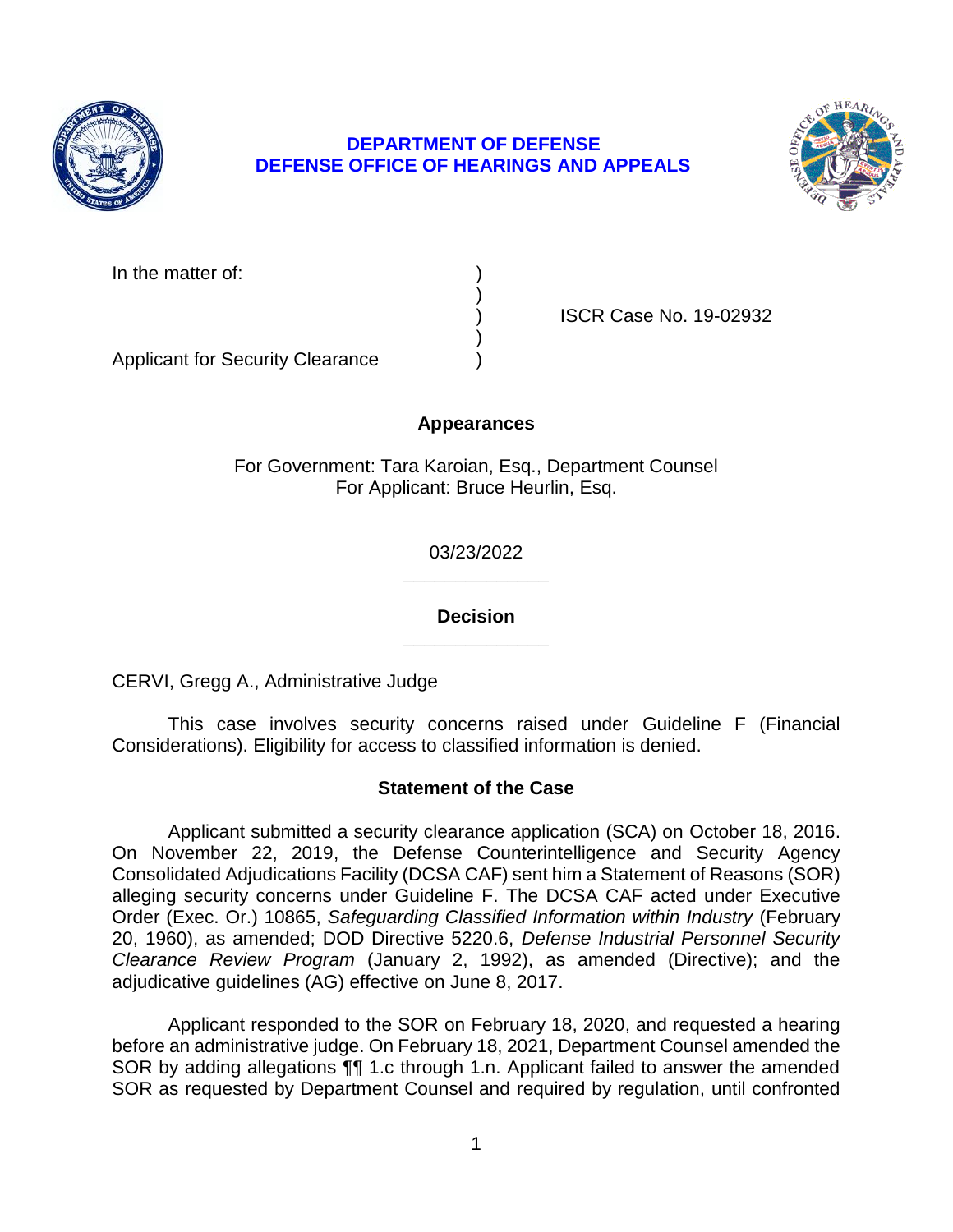**DEPARTMENT OF DEFENSE**
**DEFENSE OFFICE OF HEARINGS AND APPEALS**

| | | |
|---|---|---|
| In the matter of: | ) | |
| | ) | |
| | ) | ISCR Case No. 19-02932 |
| | ) | |
| Applicant for Security Clearance | ) | |

**Appearances**

For Government: Tara Karoian, Esq., Department Counsel
For Applicant: Bruce Heurlin, Esq.

03/23/2022

______________

**Decision**

______________

CERVI, Gregg A., Administrative Judge

This case involves security concerns raised under Guideline F (Financial Considerations). Eligibility for access to classified information is denied.

## Statement of the Case

Applicant submitted a security clearance application (SCA) on October 18, 2016. On November 22, 2019, the Defense Counterintelligence and Security Agency Consolidated Adjudications Facility (DCSA CAF) sent him a Statement of Reasons (SOR) alleging security concerns under Guideline F. The DCSA CAF acted under Executive Order (Exec. Or.) 10865, *Safeguarding Classified Information within Industry* (February 20, 1960), as amended; DOD Directive 5220.6, *Defense Industrial Personnel Security Clearance Review Program* (January 2, 1992), as amended (Directive); and the adjudicative guidelines (AG) effective on June 8, 2017.

Applicant responded to the SOR on February 18, 2020, and requested a hearing before an administrative judge. On February 18, 2021, Department Counsel amended the SOR by adding allegations ¶¶ 1.c through 1.n. Applicant failed to answer the amended SOR as requested by Department Counsel and required by regulation, until confronted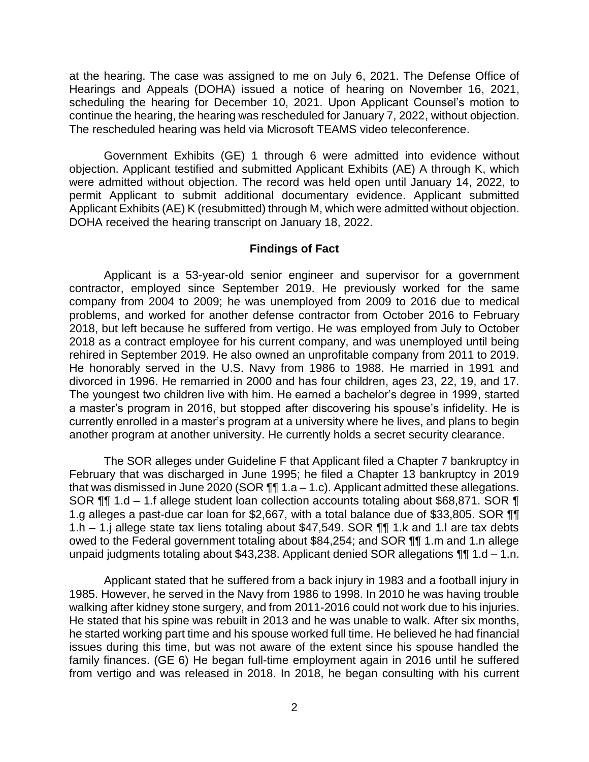at the hearing. The case was assigned to me on July 6, 2021. The Defense Office of Hearings and Appeals (DOHA) issued a notice of hearing on November 16, 2021, scheduling the hearing for December 10, 2021. Upon Applicant Counsel's motion to continue the hearing, the hearing was rescheduled for January 7, 2022, without objection. The rescheduled hearing was held via Microsoft TEAMS video teleconference.

Government Exhibits (GE) 1 through 6 were admitted into evidence without objection. Applicant testified and submitted Applicant Exhibits (AE) A through K, which were admitted without objection. The record was held open until January 14, 2022, to permit Applicant to submit additional documentary evidence. Applicant submitted Applicant Exhibits (AE) K (resubmitted) through M, which were admitted without objection. DOHA received the hearing transcript on January 18, 2022.

## Findings of Fact

Applicant is a 53-year-old senior engineer and supervisor for a government contractor, employed since September 2019. He previously worked for the same company from 2004 to 2009; he was unemployed from 2009 to 2016 due to medical problems, and worked for another defense contractor from October 2016 to February 2018, but left because he suffered from vertigo. He was employed from July to October 2018 as a contract employee for his current company, and was unemployed until being rehired in September 2019. He also owned an unprofitable company from 2011 to 2019. He honorably served in the U.S. Navy from 1986 to 1988. He married in 1991 and divorced in 1996. He remarried in 2000 and has four children, ages 23, 22, 19, and 17. The youngest two children live with him. He earned a bachelor's degree in 1999, started a master's program in 2016, but stopped after discovering his spouse's infidelity. He is currently enrolled in a master's program at a university where he lives, and plans to begin another program at another university. He currently holds a secret security clearance.

The SOR alleges under Guideline F that Applicant filed a Chapter 7 bankruptcy in February that was discharged in June 1995; he filed a Chapter 13 bankruptcy in 2019 that was dismissed in June 2020 (SOR ¶¶ 1.a – 1.c). Applicant admitted these allegations. SOR ¶¶ 1.d – 1.f allege student loan collection accounts totaling about $68,871. SOR ¶ 1.g alleges a past-due car loan for $2,667, with a total balance due of $33,805. SOR ¶¶ 1.h – 1.j allege state tax liens totaling about $47,549. SOR ¶¶ 1.k and 1.l are tax debts owed to the Federal government totaling about $84,254; and SOR ¶¶ 1.m and 1.n allege unpaid judgments totaling about $43,238. Applicant denied SOR allegations ¶¶ 1.d – 1.n.

Applicant stated that he suffered from a back injury in 1983 and a football injury in 1985. However, he served in the Navy from 1986 to 1998. In 2010 he was having trouble walking after kidney stone surgery, and from 2011-2016 could not work due to his injuries. He stated that his spine was rebuilt in 2013 and he was unable to walk. After six months, he started working part time and his spouse worked full time. He believed he had financial issues during this time, but was not aware of the extent since his spouse handled the family finances. (GE 6) He began full-time employment again in 2016 until he suffered from vertigo and was released in 2018. In 2018, he began consulting with his current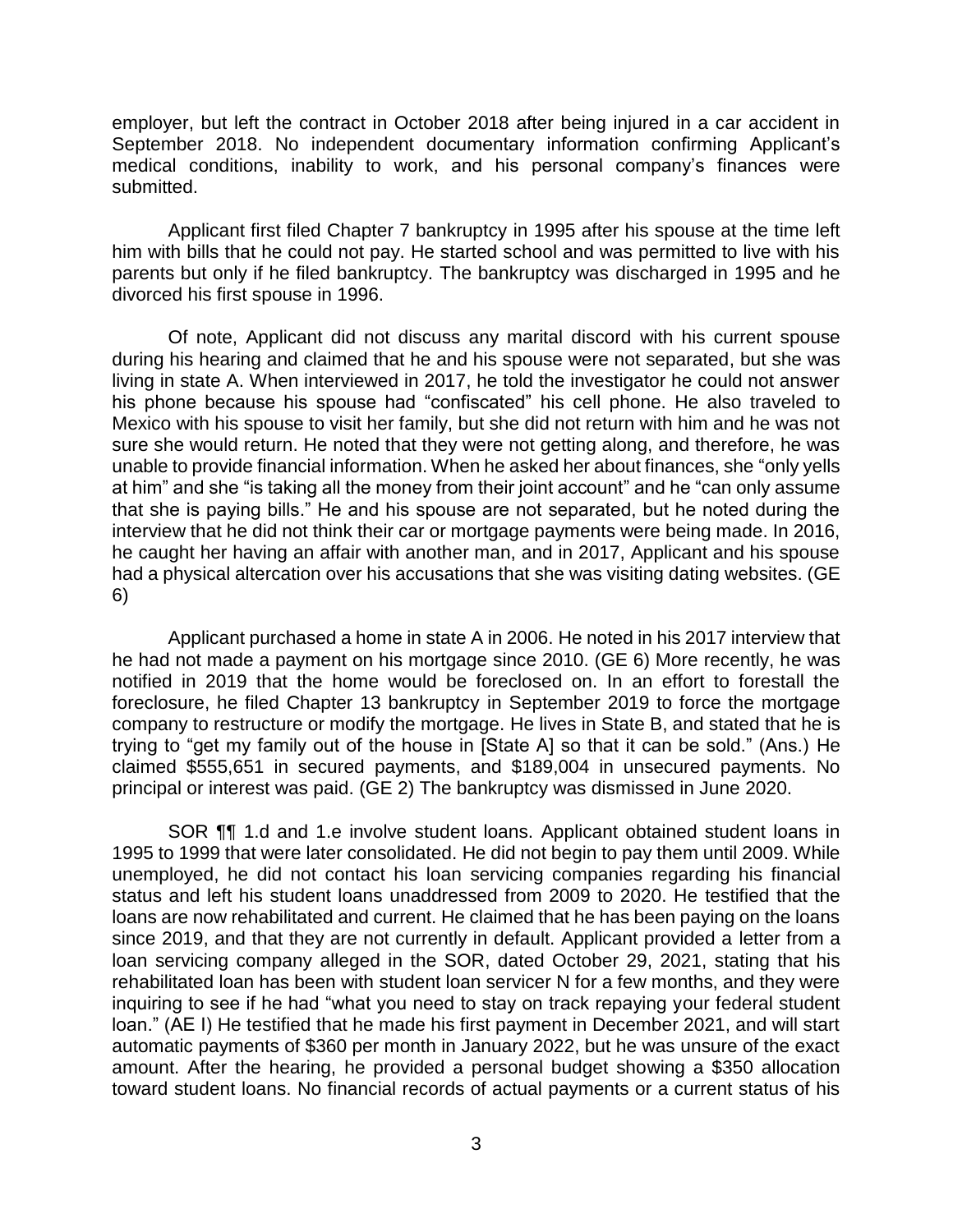employer, but left the contract in October 2018 after being injured in a car accident in September 2018. No independent documentary information confirming Applicant's medical conditions, inability to work, and his personal company's finances were submitted.

Applicant first filed Chapter 7 bankruptcy in 1995 after his spouse at the time left him with bills that he could not pay. He started school and was permitted to live with his parents but only if he filed bankruptcy. The bankruptcy was discharged in 1995 and he divorced his first spouse in 1996.

Of note, Applicant did not discuss any marital discord with his current spouse during his hearing and claimed that he and his spouse were not separated, but she was living in state A. When interviewed in 2017, he told the investigator he could not answer his phone because his spouse had "confiscated" his cell phone. He also traveled to Mexico with his spouse to visit her family, but she did not return with him and he was not sure she would return. He noted that they were not getting along, and therefore, he was unable to provide financial information. When he asked her about finances, she "only yells at him" and she "is taking all the money from their joint account" and he "can only assume that she is paying bills." He and his spouse are not separated, but he noted during the interview that he did not think their car or mortgage payments were being made. In 2016, he caught her having an affair with another man, and in 2017, Applicant and his spouse had a physical altercation over his accusations that she was visiting dating websites. (GE 6)

Applicant purchased a home in state A in 2006. He noted in his 2017 interview that he had not made a payment on his mortgage since 2010. (GE 6) More recently, he was notified in 2019 that the home would be foreclosed on. In an effort to forestall the foreclosure, he filed Chapter 13 bankruptcy in September 2019 to force the mortgage company to restructure or modify the mortgage. He lives in State B, and stated that he is trying to "get my family out of the house in [State A] so that it can be sold." (Ans.) He claimed $555,651 in secured payments, and $189,004 in unsecured payments. No principal or interest was paid. (GE 2) The bankruptcy was dismissed in June 2020.

SOR ¶¶ 1.d and 1.e involve student loans. Applicant obtained student loans in 1995 to 1999 that were later consolidated. He did not begin to pay them until 2009. While unemployed, he did not contact his loan servicing companies regarding his financial status and left his student loans unaddressed from 2009 to 2020. He testified that the loans are now rehabilitated and current. He claimed that he has been paying on the loans since 2019, and that they are not currently in default. Applicant provided a letter from a loan servicing company alleged in the SOR, dated October 29, 2021, stating that his rehabilitated loan has been with student loan servicer N for a few months, and they were inquiring to see if he had "what you need to stay on track repaying your federal student loan." (AE I) He testified that he made his first payment in December 2021, and will start automatic payments of $360 per month in January 2022, but he was unsure of the exact amount. After the hearing, he provided a personal budget showing a $350 allocation toward student loans. No financial records of actual payments or a current status of his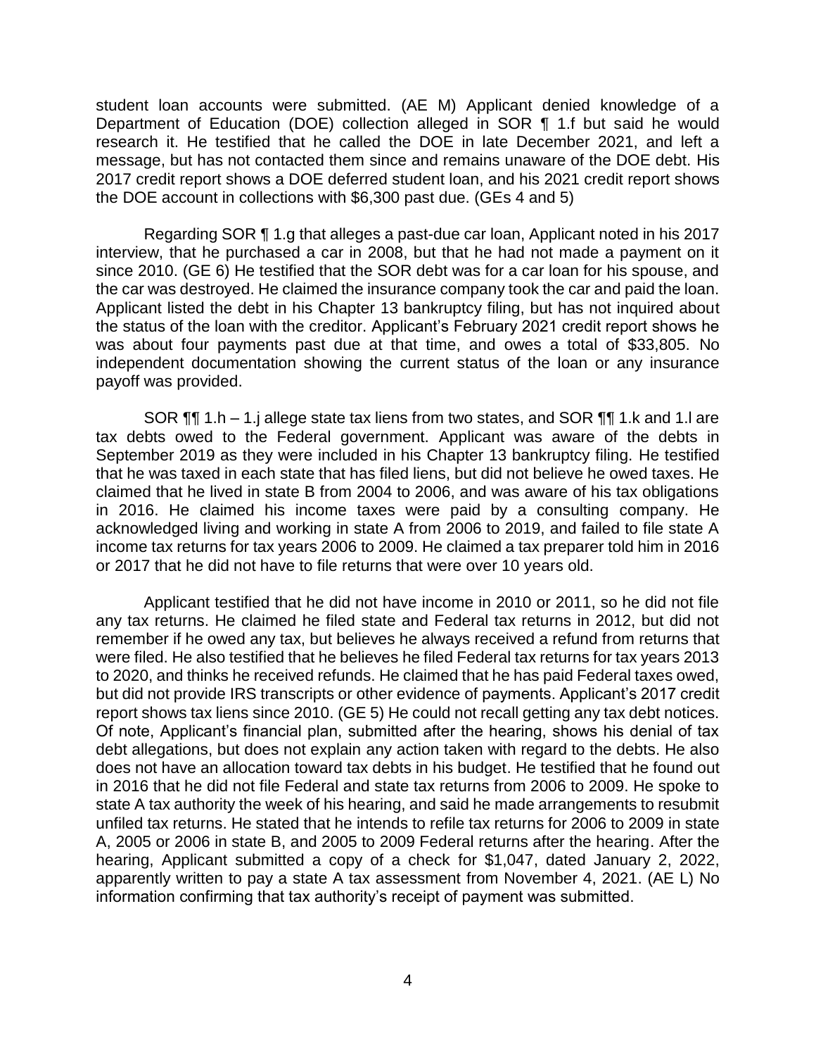student loan accounts were submitted. (AE M) Applicant denied knowledge of a Department of Education (DOE) collection alleged in SOR ¶ 1.f but said he would research it. He testified that he called the DOE in late December 2021, and left a message, but has not contacted them since and remains unaware of the DOE debt. His 2017 credit report shows a DOE deferred student loan, and his 2021 credit report shows the DOE account in collections with $6,300 past due. (GEs 4 and 5)

Regarding SOR ¶ 1.g that alleges a past-due car loan, Applicant noted in his 2017 interview, that he purchased a car in 2008, but that he had not made a payment on it since 2010. (GE 6) He testified that the SOR debt was for a car loan for his spouse, and the car was destroyed. He claimed the insurance company took the car and paid the loan. Applicant listed the debt in his Chapter 13 bankruptcy filing, but has not inquired about the status of the loan with the creditor. Applicant's February 2021 credit report shows he was about four payments past due at that time, and owes a total of $33,805. No independent documentation showing the current status of the loan or any insurance payoff was provided.

SOR ¶¶ 1.h – 1.j allege state tax liens from two states, and SOR ¶¶ 1.k and 1.l are tax debts owed to the Federal government. Applicant was aware of the debts in September 2019 as they were included in his Chapter 13 bankruptcy filing. He testified that he was taxed in each state that has filed liens, but did not believe he owed taxes. He claimed that he lived in state B from 2004 to 2006, and was aware of his tax obligations in 2016. He claimed his income taxes were paid by a consulting company. He acknowledged living and working in state A from 2006 to 2019, and failed to file state A income tax returns for tax years 2006 to 2009. He claimed a tax preparer told him in 2016 or 2017 that he did not have to file returns that were over 10 years old.

Applicant testified that he did not have income in 2010 or 2011, so he did not file any tax returns. He claimed he filed state and Federal tax returns in 2012, but did not remember if he owed any tax, but believes he always received a refund from returns that were filed. He also testified that he believes he filed Federal tax returns for tax years 2013 to 2020, and thinks he received refunds. He claimed that he has paid Federal taxes owed, but did not provide IRS transcripts or other evidence of payments. Applicant's 2017 credit report shows tax liens since 2010. (GE 5) He could not recall getting any tax debt notices. Of note, Applicant's financial plan, submitted after the hearing, shows his denial of tax debt allegations, but does not explain any action taken with regard to the debts. He also does not have an allocation toward tax debts in his budget. He testified that he found out in 2016 that he did not file Federal and state tax returns from 2006 to 2009. He spoke to state A tax authority the week of his hearing, and said he made arrangements to resubmit unfiled tax returns. He stated that he intends to refile tax returns for 2006 to 2009 in state A, 2005 or 2006 in state B, and 2005 to 2009 Federal returns after the hearing. After the hearing, Applicant submitted a copy of a check for $1,047, dated January 2, 2022, apparently written to pay a state A tax assessment from November 4, 2021. (AE L) No information confirming that tax authority's receipt of payment was submitted.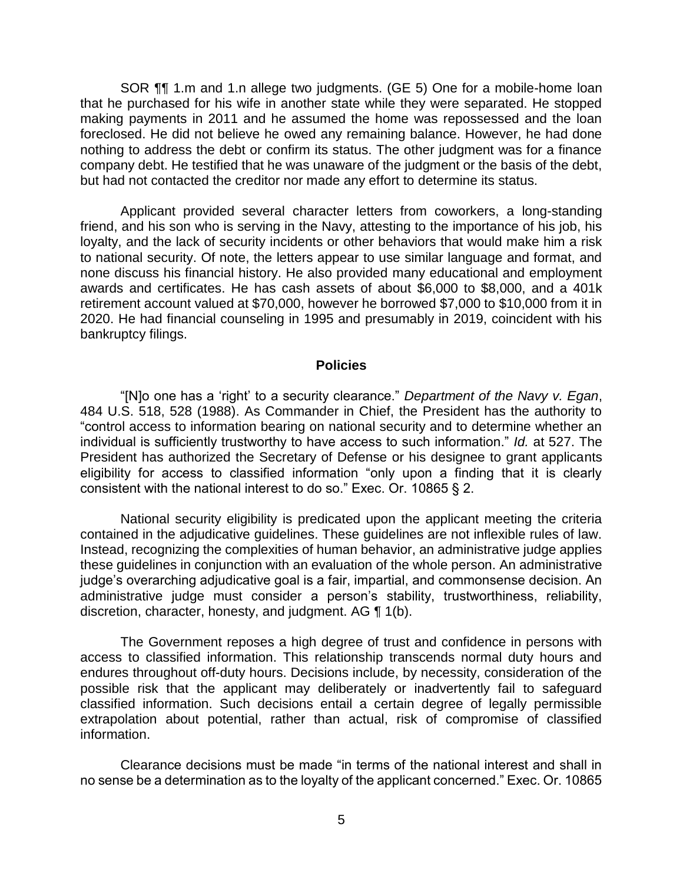SOR ¶¶ 1.m and 1.n allege two judgments. (GE 5) One for a mobile-home loan that he purchased for his wife in another state while they were separated. He stopped making payments in 2011 and he assumed the home was repossessed and the loan foreclosed. He did not believe he owed any remaining balance. However, he had done nothing to address the debt or confirm its status. The other judgment was for a finance company debt. He testified that he was unaware of the judgment or the basis of the debt, but had not contacted the creditor nor made any effort to determine its status.

Applicant provided several character letters from coworkers, a long-standing friend, and his son who is serving in the Navy, attesting to the importance of his job, his loyalty, and the lack of security incidents or other behaviors that would make him a risk to national security. Of note, the letters appear to use similar language and format, and none discuss his financial history. He also provided many educational and employment awards and certificates. He has cash assets of about $6,000 to $8,000, and a 401k retirement account valued at $70,000, however he borrowed $7,000 to $10,000 from it in 2020. He had financial counseling in 1995 and presumably in 2019, coincident with his bankruptcy filings.

## Policies

"[N]o one has a 'right' to a security clearance." *Department of the Navy v. Egan*, 484 U.S. 518, 528 (1988). As Commander in Chief, the President has the authority to "control access to information bearing on national security and to determine whether an individual is sufficiently trustworthy to have access to such information." *Id.* at 527. The President has authorized the Secretary of Defense or his designee to grant applicants eligibility for access to classified information "only upon a finding that it is clearly consistent with the national interest to do so." Exec. Or. 10865 § 2.

National security eligibility is predicated upon the applicant meeting the criteria contained in the adjudicative guidelines. These guidelines are not inflexible rules of law. Instead, recognizing the complexities of human behavior, an administrative judge applies these guidelines in conjunction with an evaluation of the whole person. An administrative judge's overarching adjudicative goal is a fair, impartial, and commonsense decision. An administrative judge must consider a person's stability, trustworthiness, reliability, discretion, character, honesty, and judgment. AG ¶ 1(b).

The Government reposes a high degree of trust and confidence in persons with access to classified information. This relationship transcends normal duty hours and endures throughout off-duty hours. Decisions include, by necessity, consideration of the possible risk that the applicant may deliberately or inadvertently fail to safeguard classified information. Such decisions entail a certain degree of legally permissible extrapolation about potential, rather than actual, risk of compromise of classified information.

Clearance decisions must be made "in terms of the national interest and shall in no sense be a determination as to the loyalty of the applicant concerned." Exec. Or. 10865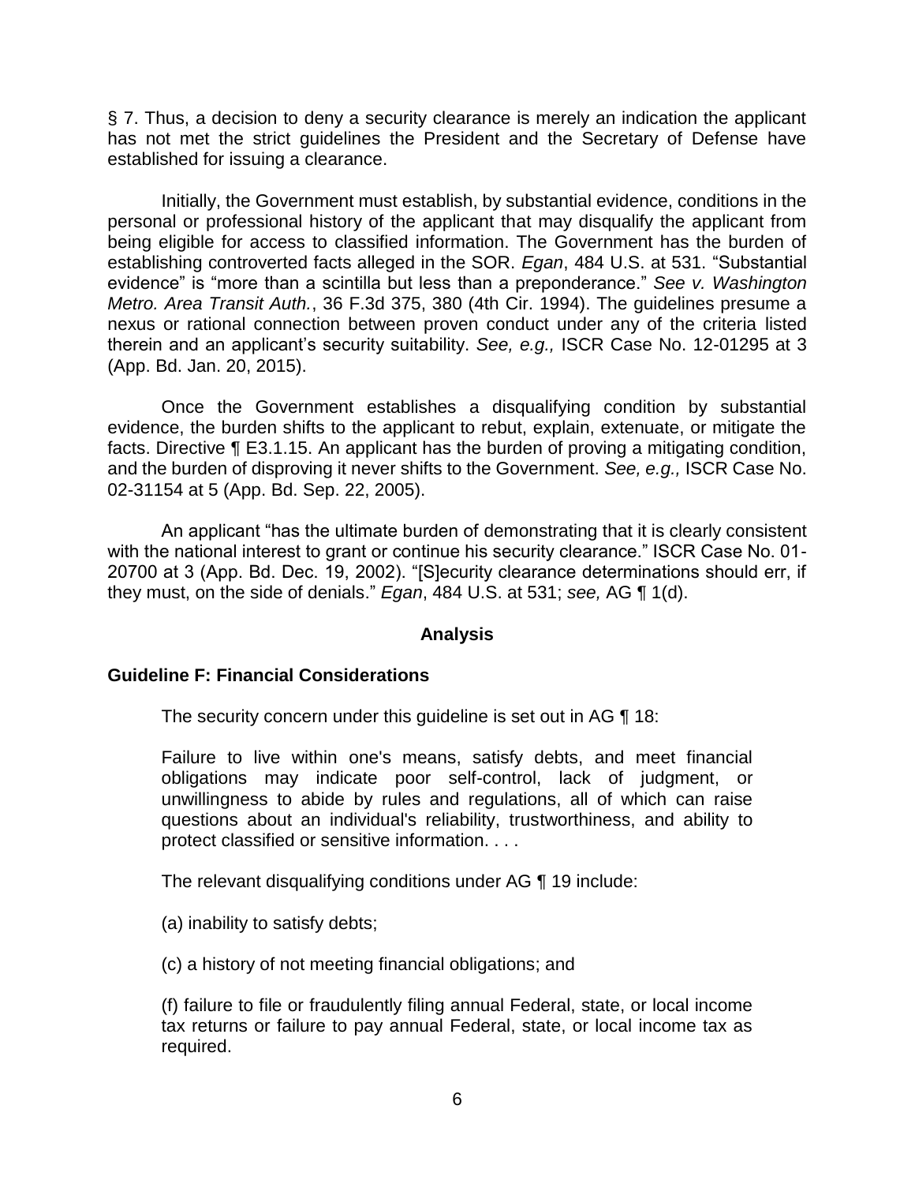§ 7. Thus, a decision to deny a security clearance is merely an indication the applicant has not met the strict guidelines the President and the Secretary of Defense have established for issuing a clearance.

Initially, the Government must establish, by substantial evidence, conditions in the personal or professional history of the applicant that may disqualify the applicant from being eligible for access to classified information. The Government has the burden of establishing controverted facts alleged in the SOR. *Egan*, 484 U.S. at 531. "Substantial evidence" is "more than a scintilla but less than a preponderance." *See v. Washington Metro. Area Transit Auth.*, 36 F.3d 375, 380 (4th Cir. 1994). The guidelines presume a nexus or rational connection between proven conduct under any of the criteria listed therein and an applicant's security suitability. *See, e.g.,* ISCR Case No. 12-01295 at 3 (App. Bd. Jan. 20, 2015).

Once the Government establishes a disqualifying condition by substantial evidence, the burden shifts to the applicant to rebut, explain, extenuate, or mitigate the facts. Directive ¶ E3.1.15. An applicant has the burden of proving a mitigating condition, and the burden of disproving it never shifts to the Government. *See, e.g.,* ISCR Case No. 02-31154 at 5 (App. Bd. Sep. 22, 2005).

An applicant "has the ultimate burden of demonstrating that it is clearly consistent with the national interest to grant or continue his security clearance." ISCR Case No. 01-20700 at 3 (App. Bd. Dec. 19, 2002). "[S]ecurity clearance determinations should err, if they must, on the side of denials." *Egan*, 484 U.S. at 531; *see,* AG ¶ 1(d).

## Analysis

### Guideline F: Financial Considerations

The security concern under this guideline is set out in AG ¶ 18:

> Failure to live within one's means, satisfy debts, and meet financial obligations may indicate poor self-control, lack of judgment, or unwillingness to abide by rules and regulations, all of which can raise questions about an individual's reliability, trustworthiness, and ability to protect classified or sensitive information. . . .

The relevant disqualifying conditions under AG ¶ 19 include:

(a) inability to satisfy debts;

(c) a history of not meeting financial obligations; and

(f) failure to file or fraudulently filing annual Federal, state, or local income tax returns or failure to pay annual Federal, state, or local income tax as required.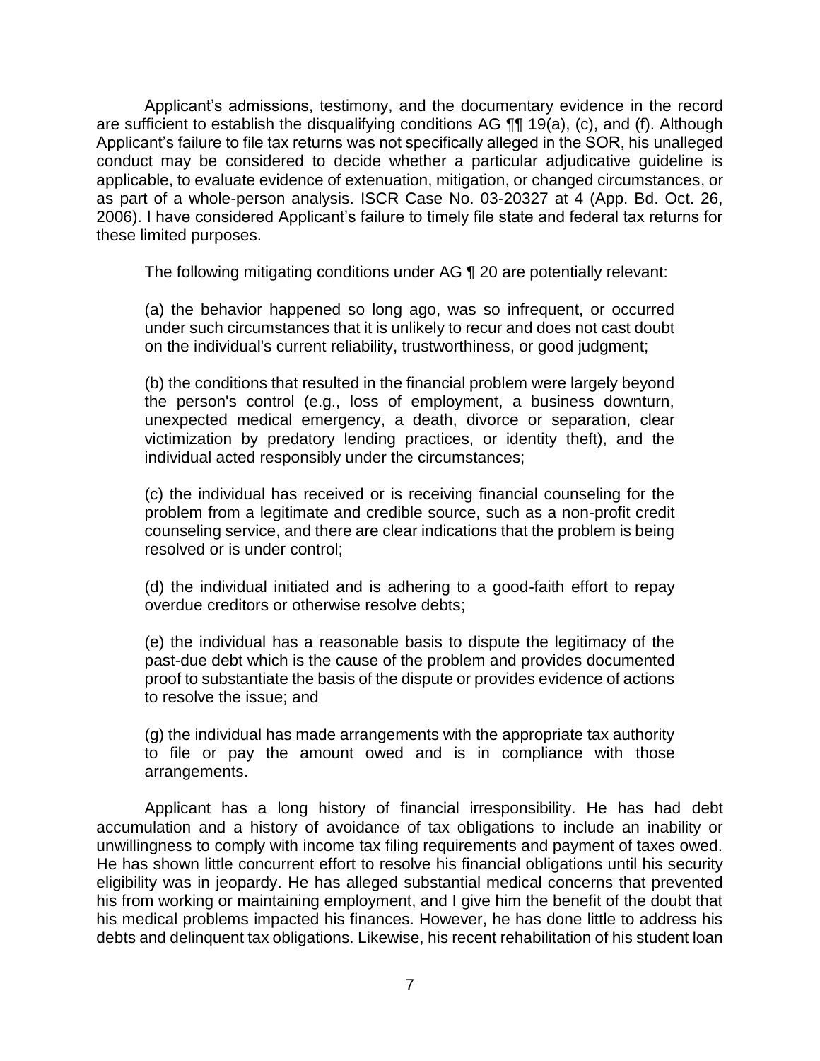Applicant's admissions, testimony, and the documentary evidence in the record are sufficient to establish the disqualifying conditions AG ¶¶ 19(a), (c), and (f). Although Applicant's failure to file tax returns was not specifically alleged in the SOR, his unalleged conduct may be considered to decide whether a particular adjudicative guideline is applicable, to evaluate evidence of extenuation, mitigation, or changed circumstances, or as part of a whole-person analysis. ISCR Case No. 03-20327 at 4 (App. Bd. Oct. 26, 2006). I have considered Applicant's failure to timely file state and federal tax returns for these limited purposes.

The following mitigating conditions under AG ¶ 20 are potentially relevant:

> (a) the behavior happened so long ago, was so infrequent, or occurred under such circumstances that it is unlikely to recur and does not cast doubt on the individual's current reliability, trustworthiness, or good judgment;
>
> (b) the conditions that resulted in the financial problem were largely beyond the person's control (e.g., loss of employment, a business downturn, unexpected medical emergency, a death, divorce or separation, clear victimization by predatory lending practices, or identity theft), and the individual acted responsibly under the circumstances;
>
> (c) the individual has received or is receiving financial counseling for the problem from a legitimate and credible source, such as a non-profit credit counseling service, and there are clear indications that the problem is being resolved or is under control;
>
> (d) the individual initiated and is adhering to a good-faith effort to repay overdue creditors or otherwise resolve debts;
>
> (e) the individual has a reasonable basis to dispute the legitimacy of the past-due debt which is the cause of the problem and provides documented proof to substantiate the basis of the dispute or provides evidence of actions to resolve the issue; and
>
> (g) the individual has made arrangements with the appropriate tax authority to file or pay the amount owed and is in compliance with those arrangements.

Applicant has a long history of financial irresponsibility. He has had debt accumulation and a history of avoidance of tax obligations to include an inability or unwillingness to comply with income tax filing requirements and payment of taxes owed. He has shown little concurrent effort to resolve his financial obligations until his security eligibility was in jeopardy. He has alleged substantial medical concerns that prevented his from working or maintaining employment, and I give him the benefit of the doubt that his medical problems impacted his finances. However, he has done little to address his debts and delinquent tax obligations. Likewise, his recent rehabilitation of his student loan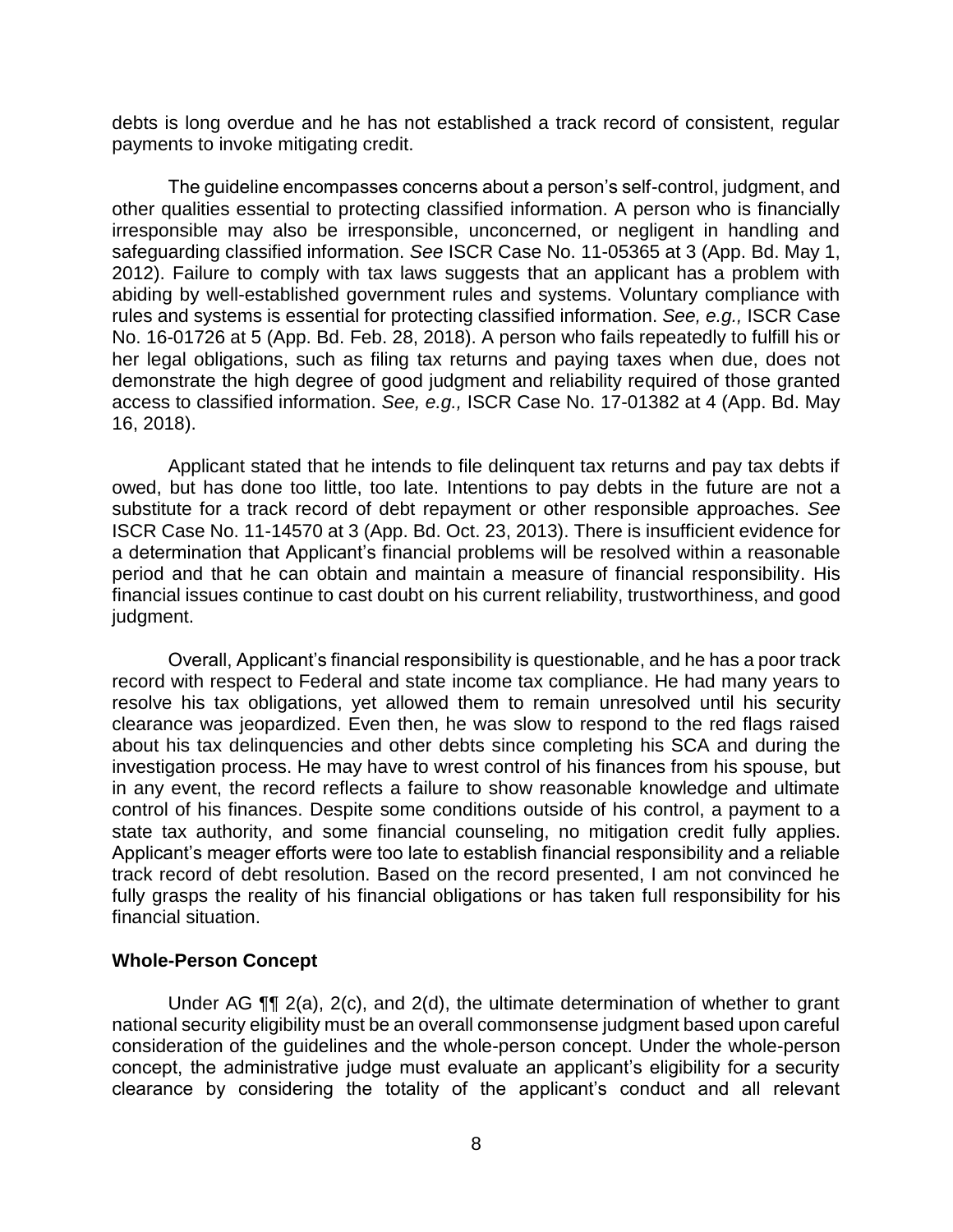debts is long overdue and he has not established a track record of consistent, regular payments to invoke mitigating credit.

The guideline encompasses concerns about a person's self-control, judgment, and other qualities essential to protecting classified information. A person who is financially irresponsible may also be irresponsible, unconcerned, or negligent in handling and safeguarding classified information. *See* ISCR Case No. 11-05365 at 3 (App. Bd. May 1, 2012). Failure to comply with tax laws suggests that an applicant has a problem with abiding by well-established government rules and systems. Voluntary compliance with rules and systems is essential for protecting classified information. *See, e.g.,* ISCR Case No. 16-01726 at 5 (App. Bd. Feb. 28, 2018). A person who fails repeatedly to fulfill his or her legal obligations, such as filing tax returns and paying taxes when due, does not demonstrate the high degree of good judgment and reliability required of those granted access to classified information. *See, e.g.,* ISCR Case No. 17-01382 at 4 (App. Bd. May 16, 2018).

Applicant stated that he intends to file delinquent tax returns and pay tax debts if owed, but has done too little, too late. Intentions to pay debts in the future are not a substitute for a track record of debt repayment or other responsible approaches. *See* ISCR Case No. 11-14570 at 3 (App. Bd. Oct. 23, 2013). There is insufficient evidence for a determination that Applicant's financial problems will be resolved within a reasonable period and that he can obtain and maintain a measure of financial responsibility. His financial issues continue to cast doubt on his current reliability, trustworthiness, and good judgment.

Overall, Applicant's financial responsibility is questionable, and he has a poor track record with respect to Federal and state income tax compliance. He had many years to resolve his tax obligations, yet allowed them to remain unresolved until his security clearance was jeopardized. Even then, he was slow to respond to the red flags raised about his tax delinquencies and other debts since completing his SCA and during the investigation process. He may have to wrest control of his finances from his spouse, but in any event, the record reflects a failure to show reasonable knowledge and ultimate control of his finances. Despite some conditions outside of his control, a payment to a state tax authority, and some financial counseling, no mitigation credit fully applies. Applicant's meager efforts were too late to establish financial responsibility and a reliable track record of debt resolution. Based on the record presented, I am not convinced he fully grasps the reality of his financial obligations or has taken full responsibility for his financial situation.

**Whole-Person Concept**

Under AG ¶¶ 2(a), 2(c), and 2(d), the ultimate determination of whether to grant national security eligibility must be an overall commonsense judgment based upon careful consideration of the guidelines and the whole-person concept. Under the whole-person concept, the administrative judge must evaluate an applicant's eligibility for a security clearance by considering the totality of the applicant's conduct and all relevant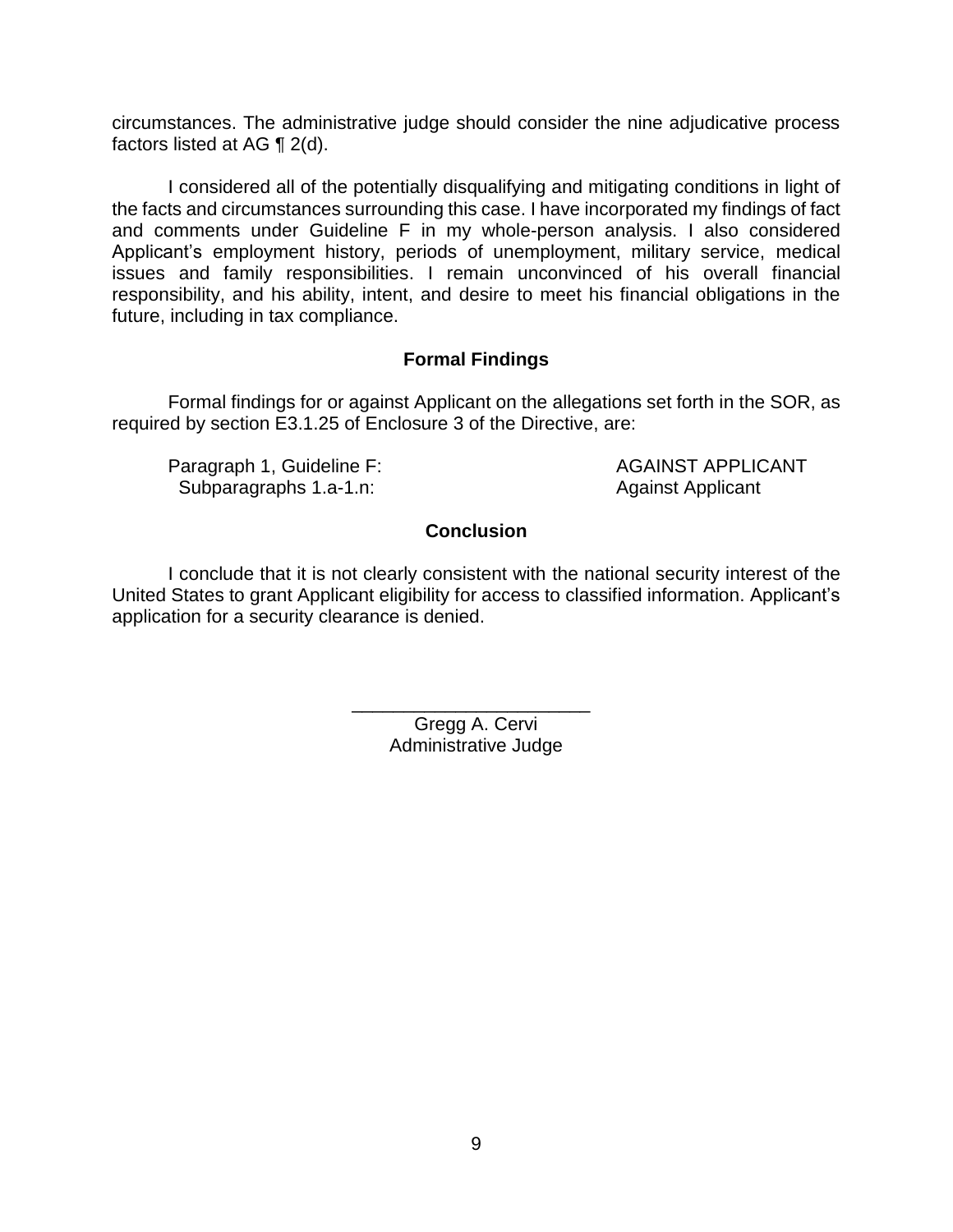circumstances. The administrative judge should consider the nine adjudicative process factors listed at AG ¶ 2(d).

I considered all of the potentially disqualifying and mitigating conditions in light of the facts and circumstances surrounding this case. I have incorporated my findings of fact and comments under Guideline F in my whole-person analysis. I also considered Applicant's employment history, periods of unemployment, military service, medical issues and family responsibilities. I remain unconvinced of his overall financial responsibility, and his ability, intent, and desire to meet his financial obligations in the future, including in tax compliance.

## Formal Findings

Formal findings for or against Applicant on the allegations set forth in the SOR, as required by section E3.1.25 of Enclosure 3 of the Directive, are:

| | |
|---|---|
| Paragraph 1, Guideline F: | AGAINST APPLICANT |
| Subparagraphs 1.a-1.n: | Against Applicant |

## Conclusion

I conclude that it is not clearly consistent with the national security interest of the United States to grant Applicant eligibility for access to classified information. Applicant's application for a security clearance is denied.

\_\_\_\_\_\_\_\_\_\_\_\_\_\_\_\_\_\_\_\_\_\_\_\_

Gregg A. Cervi
Administrative Judge